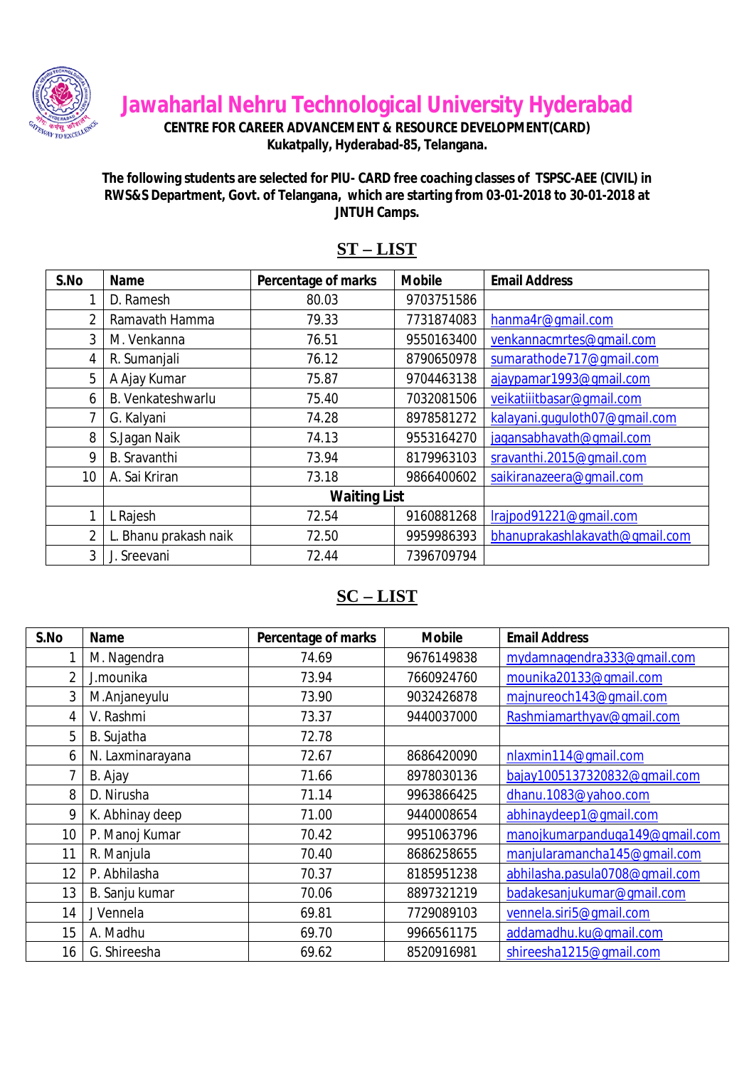# Jawaharlal Nehru Technological University Hyderabad

**CENTRE FOR CAREER ADVANCEMENT & RESOURCE DEVELOPMENT(CARD)**
**Kukatpally, Hyderabad-85, Telangana.**

**The following students are selected for PIU- CARD free coaching classes of TSPSC-AEE (CIVIL) in RWS&S Department, Govt. of Telangana, which are starting from 03-01-2018 to 30-01-2018 at JNTUH Camps.**

## ST – LIST

| S.No | Name | Percentage of marks | Mobile | Email Address |
|---|---|---|---|---|
| 1 | D. Ramesh | 80.03 | 9703751586 | |
| 2 | Ramavath Hamma | 79.33 | 7731874083 | hanma4r@gmail.com |
| 3 | M. Venkanna | 76.51 | 9550163400 | venkannacmrtes@gmail.com |
| 4 | R. Sumanjali | 76.12 | 8790650978 | sumarathode717@gmail.com |
| 5 | A Ajay Kumar | 75.87 | 9704463138 | ajaypamar1993@gmail.com |
| 6 | B. Venkateshwarlu | 75.40 | 7032081506 | veikatiiitbasar@gmail.com |
| 7 | G. Kalyani | 74.28 | 8978581272 | kalayani.guguloth07@gmail.com |
| 8 | S.Jagan Naik | 74.13 | 9553164270 | jagansabhavath@gmail.com |
| 9 | B. Sravanthi | 73.94 | 8179963103 | sravanthi.2015@gmail.com |
| 10 | A. Sai Kriran | 73.18 | 9866400602 | saikiranazeera@gmail.com |
| | | **Waiting List** | | |
| 1 | L Rajesh | 72.54 | 9160881268 | lrajpod91221@gmail.com |
| 2 | L. Bhanu prakash naik | 72.50 | 9959986393 | bhanuprakashlakavath@gmail.com |
| 3 | J. Sreevani | 72.44 | 7396709794 | |

## SC – LIST

| S.No | Name | Percentage of marks | Mobile | Email Address |
|---|---|---|---|---|
| 1 | M. Nagendra | 74.69 | 9676149838 | mydamnagendra333@gmail.com |
| 2 | J.mounika | 73.94 | 7660924760 | mounika20133@gmail.com |
| 3 | M.Anjaneyulu | 73.90 | 9032426878 | majnureoch143@gmail.com |
| 4 | V. Rashmi | 73.37 | 9440037000 | Rashmiamarthyav@gmail.com |
| 5 | B. Sujatha | 72.78 | | |
| 6 | N. Laxminarayana | 72.67 | 8686420090 | nlaxmin114@gmail.com |
| 7 | B. Ajay | 71.66 | 8978030136 | bajay1005137320832@gmail.com |
| 8 | D. Nirusha | 71.14 | 9963866425 | dhanu.1083@yahoo.com |
| 9 | K. Abhinay deep | 71.00 | 9440008654 | abhinaydeep1@gmail.com |
| 10 | P. Manoj Kumar | 70.42 | 9951063796 | manojkumarpanduga149@gmail.com |
| 11 | R. Manjula | 70.40 | 8686258655 | manjularamancha145@gmail.com |
| 12 | P. Abhilasha | 70.37 | 8185951238 | abhilasha.pasula0708@gmail.com |
| 13 | B. Sanju kumar | 70.06 | 8897321219 | badakesanjukumar@gmail.com |
| 14 | J Vennela | 69.81 | 7729089103 | vennela.siri5@gmail.com |
| 15 | A. Madhu | 69.70 | 9966561175 | addamadhu.ku@gmail.com |
| 16 | G. Shireesha | 69.62 | 8520916981 | shireesha1215@gmail.com |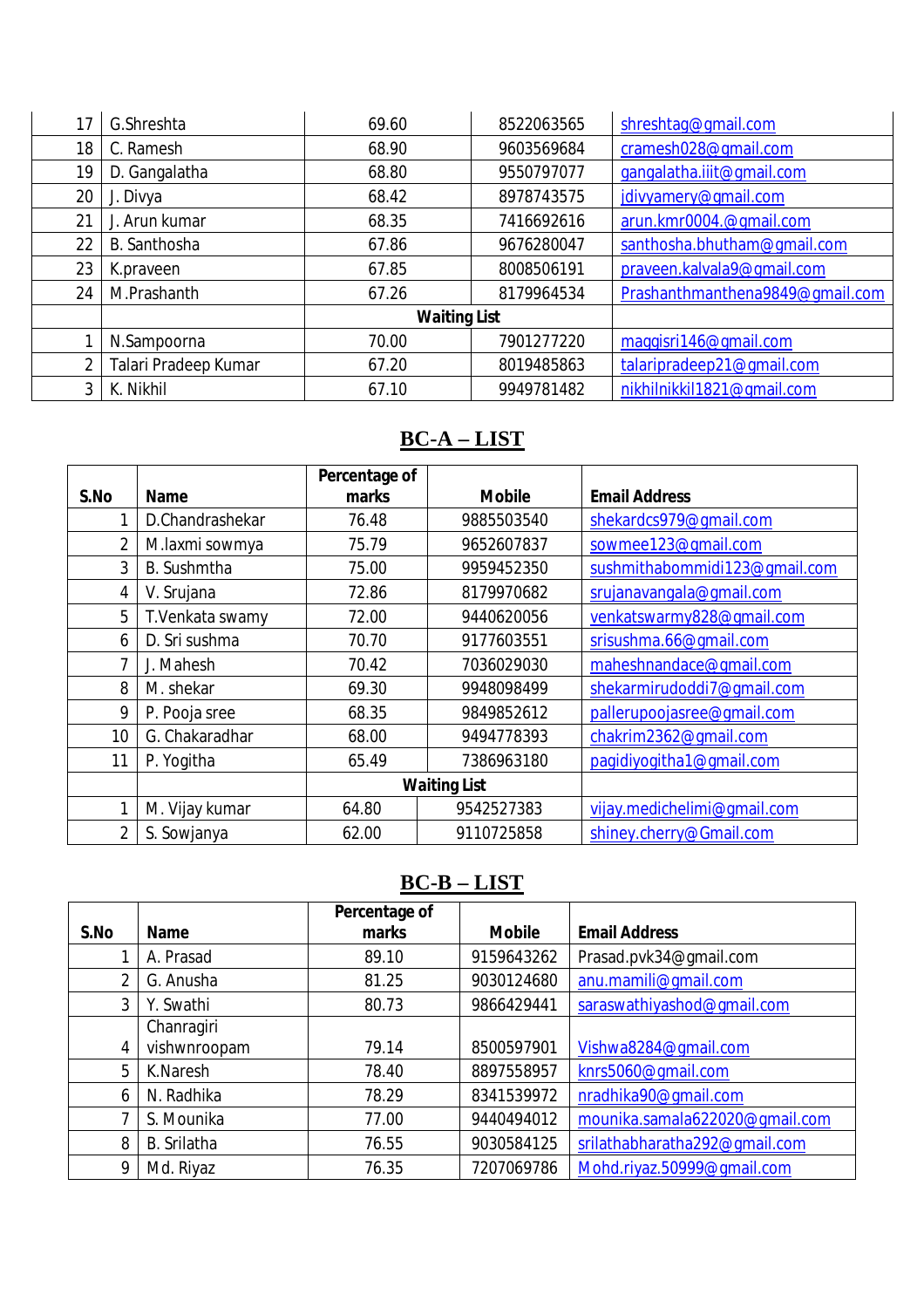| | | | | |
|---|---|---|---|---|
| 17 | G.Shreshta | 69.60 | 8522063565 | shreshtag@gmail.com |
| 18 | C. Ramesh | 68.90 | 9603569684 | cramesh028@gmail.com |
| 19 | D. Gangalatha | 68.80 | 9550797077 | gangalatha.iiit@gmail.com |
| 20 | J. Divya | 68.42 | 8978743575 | jdivyamery@gmail.com |
| 21 | J. Arun kumar | 68.35 | 7416692616 | arun.kmr0004.@gmail.com |
| 22 | B. Santhosha | 67.86 | 9676280047 | santhosha.bhutham@gmail.com |
| 23 | K.praveen | 67.85 | 8008506191 | praveen.kalvala9@gmail.com |
| 24 | M.Prashanth | 67.26 | 8179964534 | Prashanthmanthena9849@gmail.com |
| | | **Waiting List** | | |
| 1 | N.Sampoorna | 70.00 | 7901277220 | maggisri146@gmail.com |
| 2 | Talari Pradeep Kumar | 67.20 | 8019485863 | talaripradeep21@gmail.com |
| 3 | K. Nikhil | 67.10 | 9949781482 | nikhilnikkil1821@gmail.com |

## BC-A – LIST

| S.No | Name | Percentage of marks | Mobile | Email Address |
|---|---|---|---|---|
| 1 | D.Chandrashekar | 76.48 | 9885503540 | shekardcs979@gmail.com |
| 2 | M.laxmi sowmya | 75.79 | 9652607837 | sowmee123@gmail.com |
| 3 | B. Sushmtha | 75.00 | 9959452350 | sushmithabommidi123@gmail.com |
| 4 | V. Srujana | 72.86 | 8179970682 | srujanavangala@gmail.com |
| 5 | T.Venkata swamy | 72.00 | 9440620056 | venkatswarmy828@gmail.com |
| 6 | D. Sri sushma | 70.70 | 9177603551 | srisushma.66@gmail.com |
| 7 | J. Mahesh | 70.42 | 7036029030 | maheshnandace@gmail.com |
| 8 | M. shekar | 69.30 | 9948098499 | shekarmirudoddi7@gmail.com |
| 9 | P. Pooja sree | 68.35 | 9849852612 | pallerupoojasree@gmail.com |
| 10 | G. Chakaradhar | 68.00 | 9494778393 | chakrim2362@gmail.com |
| 11 | P. Yogitha | 65.49 | 7386963180 | pagidiyogitha1@gmail.com |
| | | **Waiting List** | | |
| 1 | M. Vijay kumar | 64.80 | 9542527383 | vijay.medichelimi@gmail.com |
| 2 | S. Sowjanya | 62.00 | 9110725858 | shiney.cherry@Gmail.com |

## BC-B – LIST

| S.No | Name | Percentage of marks | Mobile | Email Address |
|---|---|---|---|---|
| 1 | A. Prasad | 89.10 | 9159643262 | Prasad.pvk34@gmail.com |
| 2 | G. Anusha | 81.25 | 9030124680 | anu.mamili@gmail.com |
| 3 | Y. Swathi | 80.73 | 9866429441 | saraswathiyashod@gmail.com |
| 4 | Chanragiri vishwnroopam | 79.14 | 8500597901 | Vishwa8284@gmail.com |
| 5 | K.Naresh | 78.40 | 8897558957 | knrs5060@gmail.com |
| 6 | N. Radhika | 78.29 | 8341539972 | nradhika90@gmail.com |
| 7 | S. Mounika | 77.00 | 9440494012 | mounika.samala622020@gmail.com |
| 8 | B. Srilatha | 76.55 | 9030584125 | srilathabharatha292@gmail.com |
| 9 | Md. Riyaz | 76.35 | 7207069786 | Mohd.riyaz.50999@gmail.com |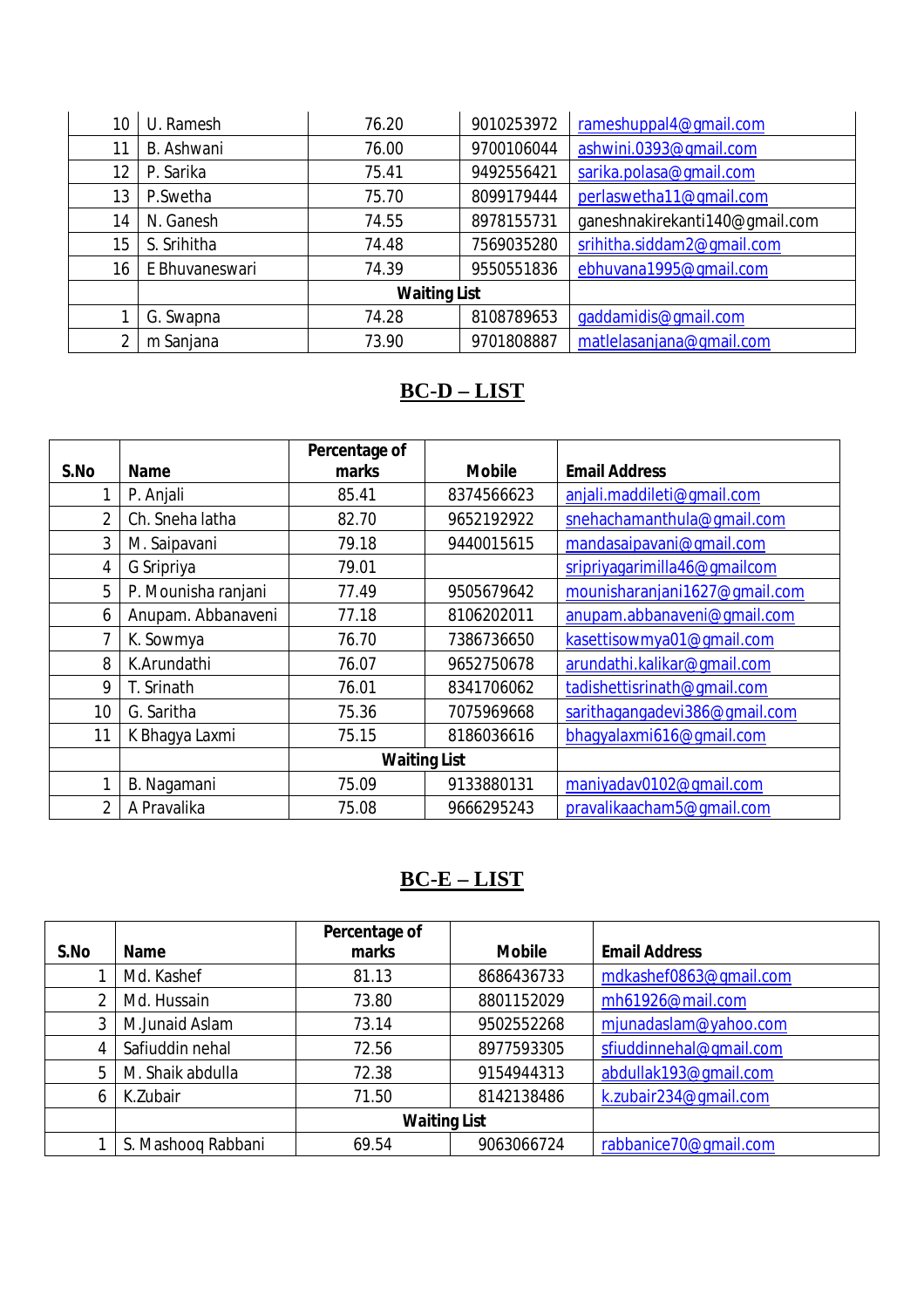| | | | | |
|---|---|---|---|---|
| 10 | U. Ramesh | 76.20 | 9010253972 | rameshuppal4@gmail.com |
| 11 | B. Ashwani | 76.00 | 9700106044 | ashwini.0393@gmail.com |
| 12 | P. Sarika | 75.41 | 9492556421 | sarika.polasa@gmail.com |
| 13 | P.Swetha | 75.70 | 8099179444 | perlaswetha11@gmail.com |
| 14 | N. Ganesh | 74.55 | 8978155731 | ganeshnakirekanti140@gmail.com |
| 15 | S. Srihitha | 74.48 | 7569035280 | srihitha.siddam2@gmail.com |
| 16 | E Bhuvaneswari | 74.39 | 9550551836 | ebhuvana1995@gmail.com |
| | | **Waiting List** | | |
| 1 | G. Swapna | 74.28 | 8108789653 | gaddamidis@gmail.com |
| 2 | m Sanjana | 73.90 | 9701808887 | matlelasanjana@gmail.com |

## BC-D – LIST

| S.No | Name | Percentage of marks | Mobile | Email Address |
|---|---|---|---|---|
| 1 | P. Anjali | 85.41 | 8374566623 | anjali.maddileti@gmail.com |
| 2 | Ch. Sneha latha | 82.70 | 9652192922 | snehachamanthula@gmail.com |
| 3 | M. Saipavani | 79.18 | 9440015615 | mandasaipavani@gmail.com |
| 4 | G Sripriya | 79.01 | | sripriyagarimilla46@gmailcom |
| 5 | P. Mounisha ranjani | 77.49 | 9505679642 | mounisharanjani1627@gmail.com |
| 6 | Anupam. Abbanaveni | 77.18 | 8106202011 | anupam.abbanaveni@gmail.com |
| 7 | K. Sowmya | 76.70 | 7386736650 | kasettisowmya01@gmail.com |
| 8 | K.Arundathi | 76.07 | 9652750678 | arundathi.kalikar@gmail.com |
| 9 | T. Srinath | 76.01 | 8341706062 | tadishettisrinath@gmail.com |
| 10 | G. Saritha | 75.36 | 7075969668 | sarithagangadevi386@gmail.com |
| 11 | K Bhagya Laxmi | 75.15 | 8186036616 | bhagyalaxmi616@gmail.com |
| | | **Waiting List** | | |
| 1 | B. Nagamani | 75.09 | 9133880131 | maniyadav0102@gmail.com |
| 2 | A Pravalika | 75.08 | 9666295243 | pravalikaacham5@gmail.com |

## BC-E – LIST

| S.No | Name | Percentage of marks | Mobile | Email Address |
|---|---|---|---|---|
| 1 | Md. Kashef | 81.13 | 8686436733 | mdkashef0863@gmail.com |
| 2 | Md. Hussain | 73.80 | 8801152029 | mh61926@mail.com |
| 3 | M.Junaid Aslam | 73.14 | 9502552268 | mjunadaslam@yahoo.com |
| 4 | Safiuddin nehal | 72.56 | 8977593305 | sfiuddinnehal@gmail.com |
| 5 | M. Shaik abdulla | 72.38 | 9154944313 | abdullak193@gmail.com |
| 6 | K.Zubair | 71.50 | 8142138486 | k.zubair234@gmail.com |
| | | **Waiting List** | | |
| 1 | S. Mashooq Rabbani | 69.54 | 9063066724 | rabbanice70@gmail.com |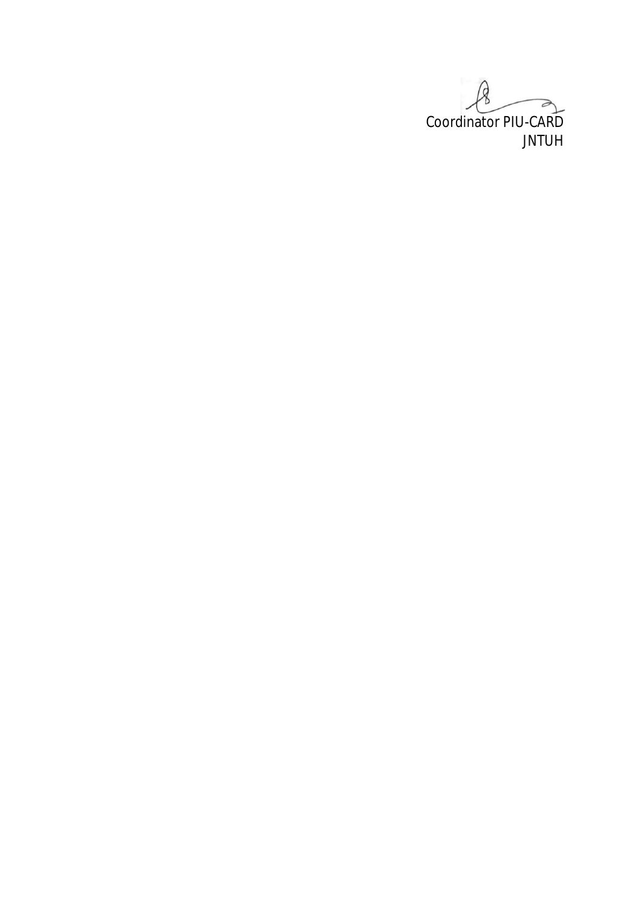Coordinator PIU-CARD
JNTUH